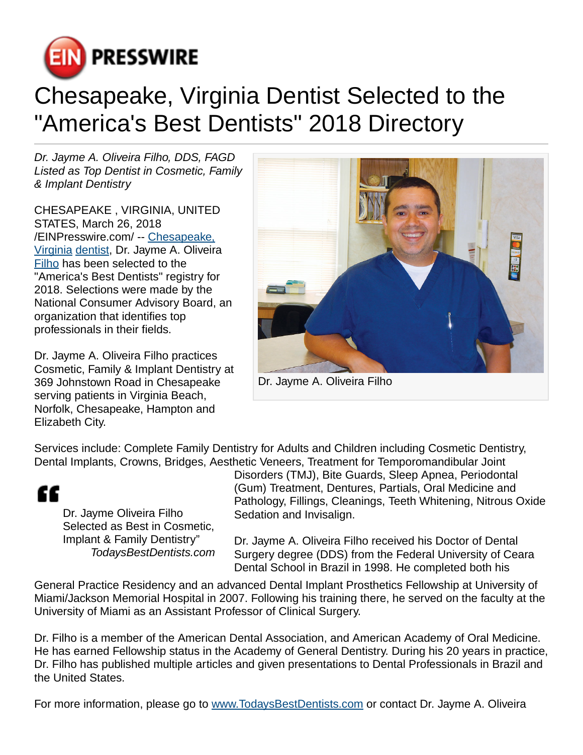# Chesapeake, Virginia Dentist Selected to the "America's Best Dentists" 2018 Directory

*Dr. Jayme A. Oliveira Filho, DDS, FAGD Listed as Top Dentist in Cosmetic, Family & Implant Dentistry*

CHESAPEAKE , VIRGINIA, UNITED STATES, March 26, 2018 /EINPresswire.com/ -- Chesapeake, Virginia dentist, Dr. Jayme A. Oliveira Filho has been selected to the "America's Best Dentists" registry for 2018. Selections were made by the National Consumer Advisory Board, an organization that identifies top professionals in their fields.

Dr. Jayme A. Oliveira Filho

Dr. Jayme A. Oliveira Filho practices Cosmetic, Family & Implant Dentistry at 369 Johnstown Road in Chesapeake serving patients in Virginia Beach, Norfolk, Chesapeake, Hampton and Elizabeth City.

Services include: Complete Family Dentistry for Adults and Children including Cosmetic Dentistry, Dental Implants, Crowns, Bridges, Aesthetic Veneers, Treatment for Temporomandibular Joint Disorders (TMJ), Bite Guards, Sleep Apnea, Periodontal (Gum) Treatment, Dentures, Partials, Oral Medicine and Pathology, Fillings, Cleanings, Teeth Whitening, Nitrous Oxide Sedation and Invisalign.

> Dr. Jayme Oliveira Filho Selected as Best in Cosmetic, Implant & Family Dentistry"
>
> *TodaysBestDentists.com*

Dr. Jayme A. Oliveira Filho received his Doctor of Dental Surgery degree (DDS) from the Federal University of Ceara Dental School in Brazil in 1998. He completed both his General Practice Residency and an advanced Dental Implant Prosthetics Fellowship at University of Miami/Jackson Memorial Hospital in 2007. Following his training there, he served on the faculty at the University of Miami as an Assistant Professor of Clinical Surgery.

Dr. Filho is a member of the American Dental Association, and American Academy of Oral Medicine. He has earned Fellowship status in the Academy of General Dentistry. During his 20 years in practice, Dr. Filho has published multiple articles and given presentations to Dental Professionals in Brazil and the United States.

For more information, please go to www.TodaysBestDentists.com or contact Dr. Jayme A. Oliveira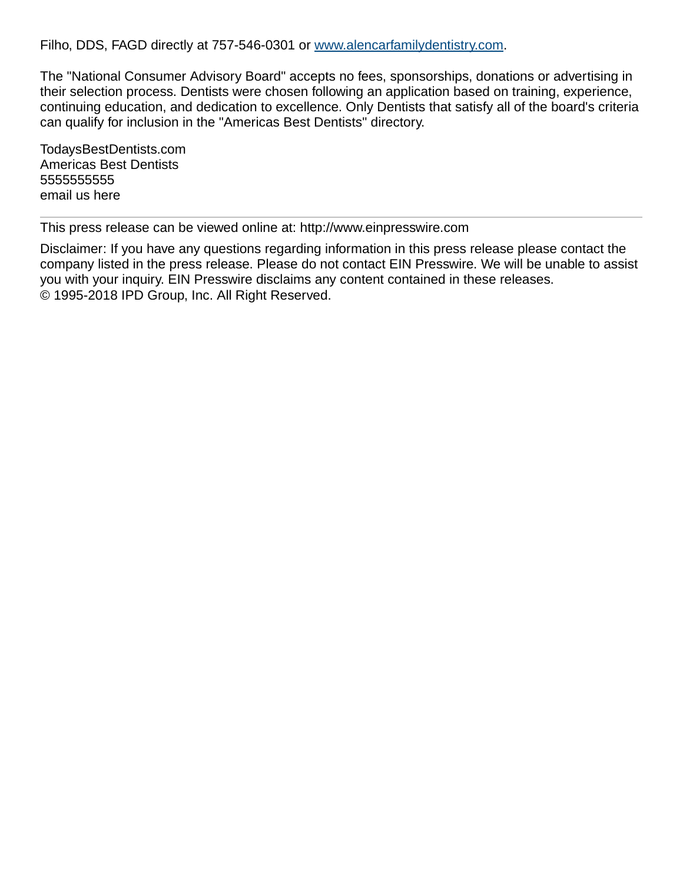Filho, DDS, FAGD directly at 757-546-0301 or [www.alencarfamilydentistry.com](http://www.alencarfamilydentistry.com).

The "National Consumer Advisory Board" accepts no fees, sponsorships, donations or advertising in their selection process. Dentists were chosen following an application based on training, experience, continuing education, and dedication to excellence. Only Dentists that satisfy all of the board's criteria can qualify for inclusion in the "Americas Best Dentists" directory.

TodaysBestDentists.com
Americas Best Dentists
5555555555
email us here

---

This press release can be viewed online at: http://www.einpresswire.com

Disclaimer: If you have any questions regarding information in this press release please contact the company listed in the press release. Please do not contact EIN Presswire. We will be unable to assist you with your inquiry. EIN Presswire disclaims any content contained in these releases.
© 1995-2018 IPD Group, Inc. All Right Reserved.